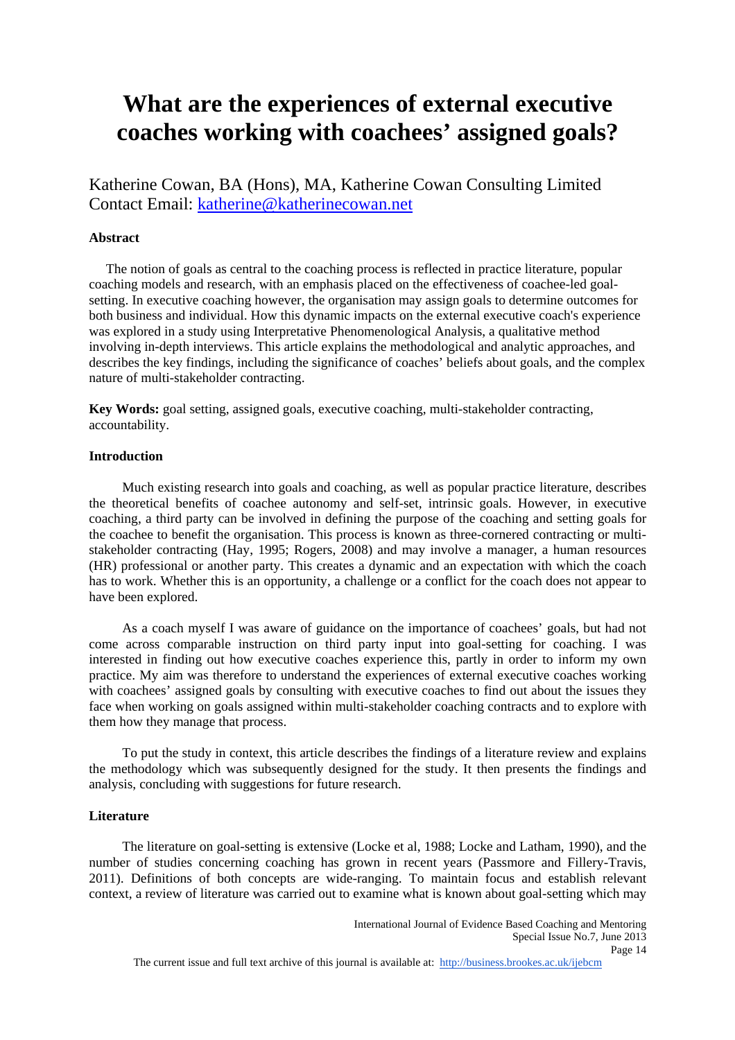# What are the experiences of external executive coaches working with coachees' assigned goals?

Katherine Cowan, BA (Hons), MA, Katherine Cowan Consulting Limited
Contact Email: katherine@katherinecowan.net

**Abstract**

The notion of goals as central to the coaching process is reflected in practice literature, popular coaching models and research, with an emphasis placed on the effectiveness of coachee-led goal-setting. In executive coaching however, the organisation may assign goals to determine outcomes for both business and individual. How this dynamic impacts on the external executive coach's experience was explored in a study using Interpretative Phenomenological Analysis, a qualitative method involving in-depth interviews. This article explains the methodological and analytic approaches, and describes the key findings, including the significance of coaches' beliefs about goals, and the complex nature of multi-stakeholder contracting.

**Key Words:** goal setting, assigned goals, executive coaching, multi-stakeholder contracting, accountability.

**Introduction**

Much existing research into goals and coaching, as well as popular practice literature, describes the theoretical benefits of coachee autonomy and self-set, intrinsic goals. However, in executive coaching, a third party can be involved in defining the purpose of the coaching and setting goals for the coachee to benefit the organisation. This process is known as three-cornered contracting or multi-stakeholder contracting (Hay, 1995; Rogers, 2008) and may involve a manager, a human resources (HR) professional or another party. This creates a dynamic and an expectation with which the coach has to work. Whether this is an opportunity, a challenge or a conflict for the coach does not appear to have been explored.

As a coach myself I was aware of guidance on the importance of coachees' goals, but had not come across comparable instruction on third party input into goal-setting for coaching. I was interested in finding out how executive coaches experience this, partly in order to inform my own practice. My aim was therefore to understand the experiences of external executive coaches working with coachees' assigned goals by consulting with executive coaches to find out about the issues they face when working on goals assigned within multi-stakeholder coaching contracts and to explore with them how they manage that process.

To put the study in context, this article describes the findings of a literature review and explains the methodology which was subsequently designed for the study. It then presents the findings and analysis, concluding with suggestions for future research.

**Literature**

The literature on goal-setting is extensive (Locke et al, 1988; Locke and Latham, 1990), and the number of studies concerning coaching has grown in recent years (Passmore and Fillery-Travis, 2011). Definitions of both concepts are wide-ranging. To maintain focus and establish relevant context, a review of literature was carried out to examine what is known about goal-setting which may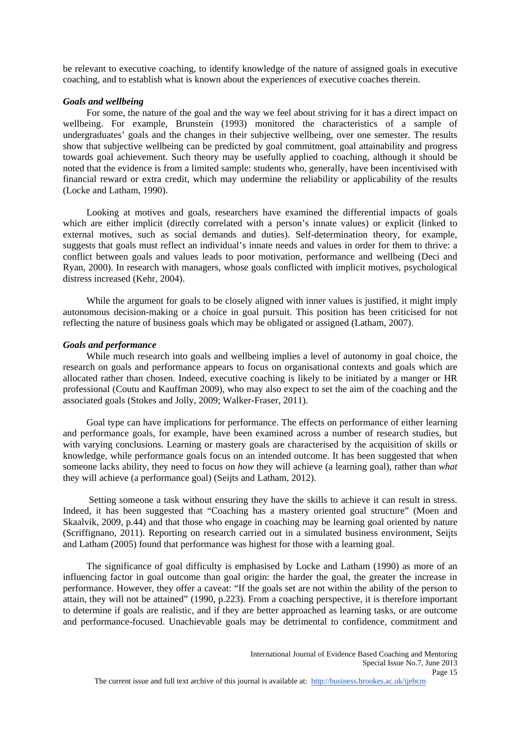be relevant to executive coaching, to identify knowledge of the nature of assigned goals in executive coaching, and to establish what is known about the experiences of executive coaches therein.

### *Goals and wellbeing*

For some, the nature of the goal and the way we feel about striving for it has a direct impact on wellbeing. For example, Brunstein (1993) monitored the characteristics of a sample of undergraduates' goals and the changes in their subjective wellbeing, over one semester. The results show that subjective wellbeing can be predicted by goal commitment, goal attainability and progress towards goal achievement. Such theory may be usefully applied to coaching, although it should be noted that the evidence is from a limited sample: students who, generally, have been incentivised with financial reward or extra credit, which may undermine the reliability or applicability of the results (Locke and Latham, 1990).

Looking at motives and goals, researchers have examined the differential impacts of goals which are either implicit (directly correlated with a person's innate values) or explicit (linked to external motives, such as social demands and duties). Self-determination theory, for example, suggests that goals must reflect an individual's innate needs and values in order for them to thrive: a conflict between goals and values leads to poor motivation, performance and wellbeing (Deci and Ryan, 2000). In research with managers, whose goals conflicted with implicit motives, psychological distress increased (Kehr, 2004).

While the argument for goals to be closely aligned with inner values is justified, it might imply autonomous decision-making or a choice in goal pursuit. This position has been criticised for not reflecting the nature of business goals which may be obligated or assigned (Latham, 2007).

### *Goals and performance*

While much research into goals and wellbeing implies a level of autonomy in goal choice, the research on goals and performance appears to focus on organisational contexts and goals which are allocated rather than chosen. Indeed, executive coaching is likely to be initiated by a manger or HR professional (Coutu and Kauffman 2009), who may also expect to set the aim of the coaching and the associated goals (Stokes and Jolly, 2009; Walker-Fraser, 2011).

Goal type can have implications for performance. The effects on performance of either learning and performance goals, for example, have been examined across a number of research studies, but with varying conclusions. Learning or mastery goals are characterised by the acquisition of skills or knowledge, while performance goals focus on an intended outcome. It has been suggested that when someone lacks ability, they need to focus on *how* they will achieve (a learning goal), rather than *what* they will achieve (a performance goal) (Seijts and Latham, 2012).

Setting someone a task without ensuring they have the skills to achieve it can result in stress. Indeed, it has been suggested that "Coaching has a mastery oriented goal structure" (Moen and Skaalvik, 2009, p.44) and that those who engage in coaching may be learning goal oriented by nature (Scriffignano, 2011). Reporting on research carried out in a simulated business environment, Seijts and Latham (2005) found that performance was highest for those with a learning goal.

The significance of goal difficulty is emphasised by Locke and Latham (1990) as more of an influencing factor in goal outcome than goal origin: the harder the goal, the greater the increase in performance. However, they offer a caveat: "If the goals set are not within the ability of the person to attain, they will not be attained" (1990, p.223). From a coaching perspective, it is therefore important to determine if goals are realistic, and if they are better approached as learning tasks, or are outcome and performance-focused. Unachievable goals may be detrimental to confidence, commitment and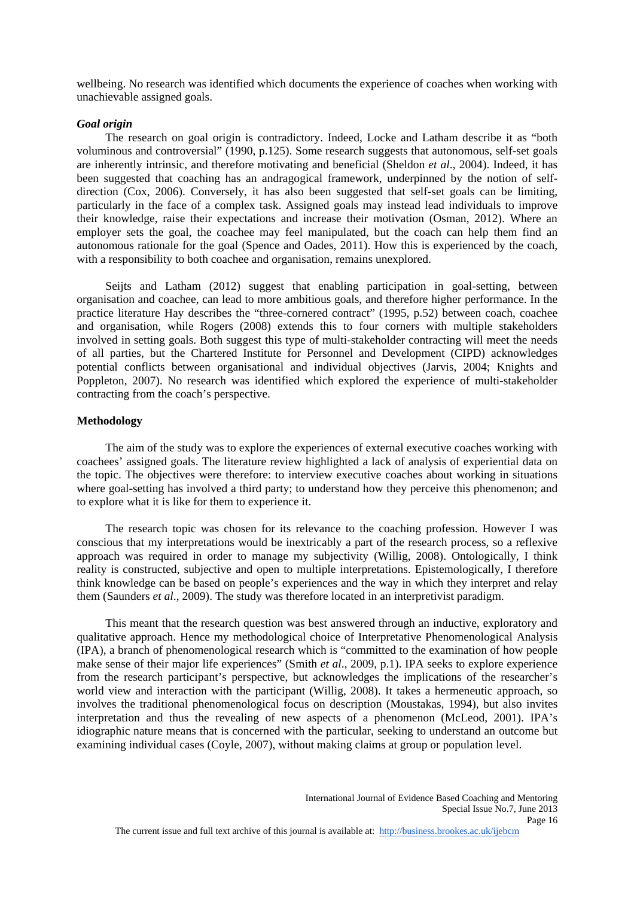wellbeing. No research was identified which documents the experience of coaches when working with unachievable assigned goals.

### *Goal origin*

The research on goal origin is contradictory. Indeed, Locke and Latham describe it as "both voluminous and controversial" (1990, p.125). Some research suggests that autonomous, self-set goals are inherently intrinsic, and therefore motivating and beneficial (Sheldon *et al*., 2004). Indeed, it has been suggested that coaching has an andragogical framework, underpinned by the notion of self-direction (Cox, 2006). Conversely, it has also been suggested that self-set goals can be limiting, particularly in the face of a complex task. Assigned goals may instead lead individuals to improve their knowledge, raise their expectations and increase their motivation (Osman, 2012). Where an employer sets the goal, the coachee may feel manipulated, but the coach can help them find an autonomous rationale for the goal (Spence and Oades, 2011). How this is experienced by the coach, with a responsibility to both coachee and organisation, remains unexplored.

Seijts and Latham (2012) suggest that enabling participation in goal-setting, between organisation and coachee, can lead to more ambitious goals, and therefore higher performance. In the practice literature Hay describes the "three-cornered contract" (1995, p.52) between coach, coachee and organisation, while Rogers (2008) extends this to four corners with multiple stakeholders involved in setting goals. Both suggest this type of multi-stakeholder contracting will meet the needs of all parties, but the Chartered Institute for Personnel and Development (CIPD) acknowledges potential conflicts between organisational and individual objectives (Jarvis, 2004; Knights and Poppleton, 2007). No research was identified which explored the experience of multi-stakeholder contracting from the coach's perspective.

## Methodology

The aim of the study was to explore the experiences of external executive coaches working with coachees' assigned goals. The literature review highlighted a lack of analysis of experiential data on the topic. The objectives were therefore: to interview executive coaches about working in situations where goal-setting has involved a third party; to understand how they perceive this phenomenon; and to explore what it is like for them to experience it.

The research topic was chosen for its relevance to the coaching profession. However I was conscious that my interpretations would be inextricably a part of the research process, so a reflexive approach was required in order to manage my subjectivity (Willig, 2008). Ontologically, I think reality is constructed, subjective and open to multiple interpretations. Epistemologically, I therefore think knowledge can be based on people's experiences and the way in which they interpret and relay them (Saunders *et al*., 2009). The study was therefore located in an interpretivist paradigm.

This meant that the research question was best answered through an inductive, exploratory and qualitative approach. Hence my methodological choice of Interpretative Phenomenological Analysis (IPA), a branch of phenomenological research which is "committed to the examination of how people make sense of their major life experiences" (Smith *et al*., 2009, p.1). IPA seeks to explore experience from the research participant's perspective, but acknowledges the implications of the researcher's world view and interaction with the participant (Willig, 2008). It takes a hermeneutic approach, so involves the traditional phenomenological focus on description (Moustakas, 1994), but also invites interpretation and thus the revealing of new aspects of a phenomenon (McLeod, 2001). IPA's idiographic nature means that is concerned with the particular, seeking to understand an outcome but examining individual cases (Coyle, 2007), without making claims at group or population level.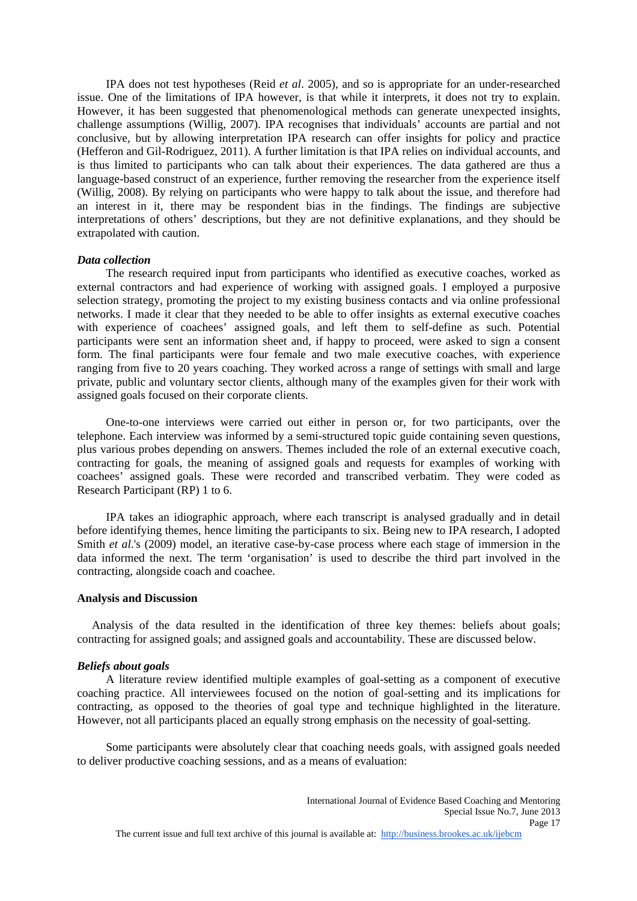IPA does not test hypotheses (Reid *et al*. 2005), and so is appropriate for an under-researched issue. One of the limitations of IPA however, is that while it interprets, it does not try to explain. However, it has been suggested that phenomenological methods can generate unexpected insights, challenge assumptions (Willig, 2007). IPA recognises that individuals' accounts are partial and not conclusive, but by allowing interpretation IPA research can offer insights for policy and practice (Hefferon and Gil-Rodriguez, 2011). A further limitation is that IPA relies on individual accounts, and is thus limited to participants who can talk about their experiences. The data gathered are thus a language-based construct of an experience, further removing the researcher from the experience itself (Willig, 2008). By relying on participants who were happy to talk about the issue, and therefore had an interest in it, there may be respondent bias in the findings. The findings are subjective interpretations of others' descriptions, but they are not definitive explanations, and they should be extrapolated with caution.

### *Data collection*

The research required input from participants who identified as executive coaches, worked as external contractors and had experience of working with assigned goals. I employed a purposive selection strategy, promoting the project to my existing business contacts and via online professional networks. I made it clear that they needed to be able to offer insights as external executive coaches with experience of coachees' assigned goals, and left them to self-define as such. Potential participants were sent an information sheet and, if happy to proceed, were asked to sign a consent form. The final participants were four female and two male executive coaches, with experience ranging from five to 20 years coaching. They worked across a range of settings with small and large private, public and voluntary sector clients, although many of the examples given for their work with assigned goals focused on their corporate clients.

One-to-one interviews were carried out either in person or, for two participants, over the telephone. Each interview was informed by a semi-structured topic guide containing seven questions, plus various probes depending on answers. Themes included the role of an external executive coach, contracting for goals, the meaning of assigned goals and requests for examples of working with coachees' assigned goals. These were recorded and transcribed verbatim. They were coded as Research Participant (RP) 1 to 6.

IPA takes an idiographic approach, where each transcript is analysed gradually and in detail before identifying themes, hence limiting the participants to six. Being new to IPA research, I adopted Smith *et al*.'s (2009) model, an iterative case-by-case process where each stage of immersion in the data informed the next. The term 'organisation' is used to describe the third part involved in the contracting, alongside coach and coachee.

## Analysis and Discussion

Analysis of the data resulted in the identification of three key themes: beliefs about goals; contracting for assigned goals; and assigned goals and accountability. These are discussed below.

### *Beliefs about goals*

A literature review identified multiple examples of goal-setting as a component of executive coaching practice. All interviewees focused on the notion of goal-setting and its implications for contracting, as opposed to the theories of goal type and technique highlighted in the literature. However, not all participants placed an equally strong emphasis on the necessity of goal-setting.

Some participants were absolutely clear that coaching needs goals, with assigned goals needed to deliver productive coaching sessions, and as a means of evaluation: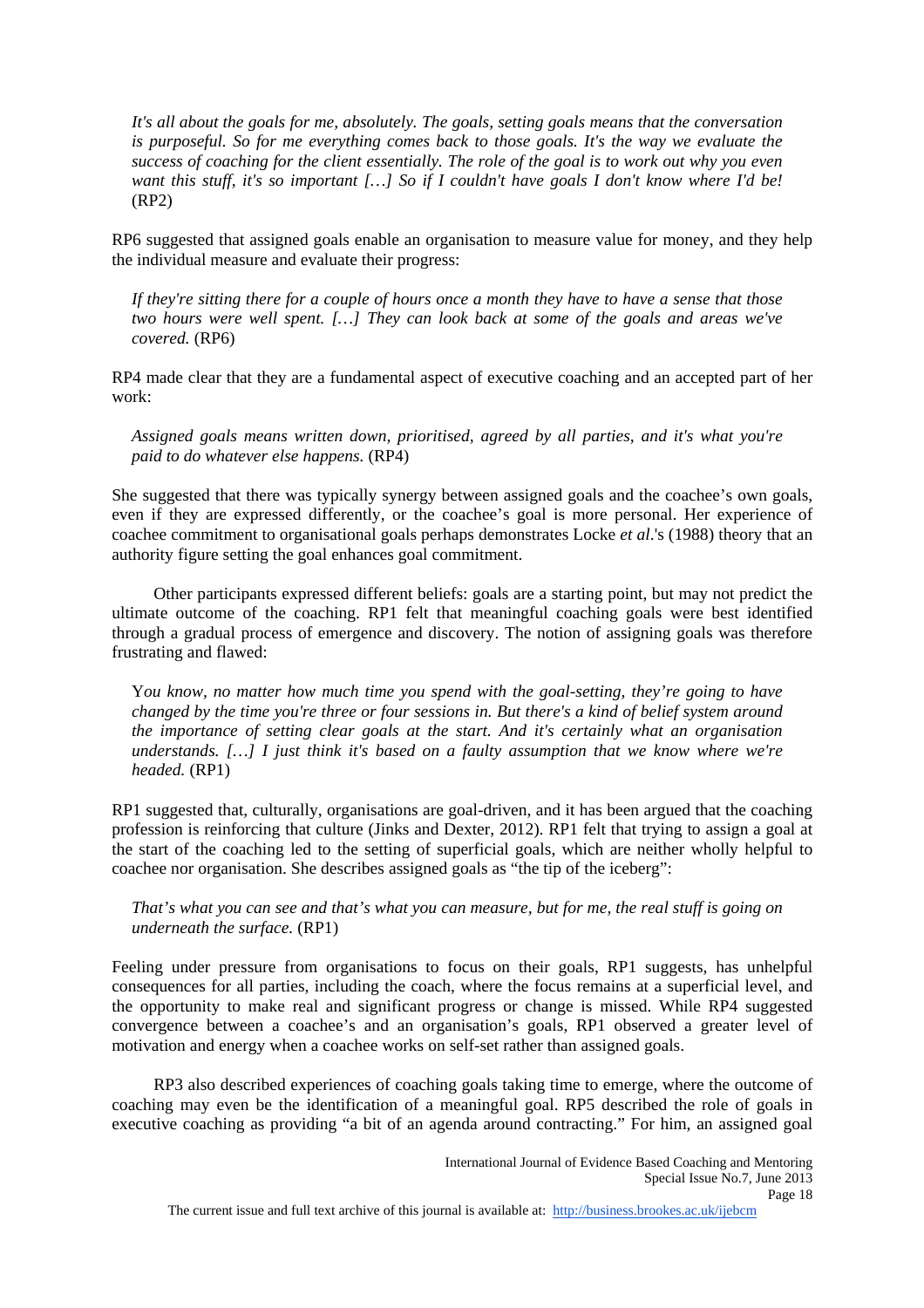> *It's all about the goals for me, absolutely. The goals, setting goals means that the conversation is purposeful. So for me everything comes back to those goals. It's the way we evaluate the success of coaching for the client essentially. The role of the goal is to work out why you even want this stuff, it's so important […] So if I couldn't have goals I don't know where I'd be!* (RP2)

RP6 suggested that assigned goals enable an organisation to measure value for money, and they help the individual measure and evaluate their progress:

> *If they're sitting there for a couple of hours once a month they have to have a sense that those two hours were well spent. […] They can look back at some of the goals and areas we've covered.* (RP6)

RP4 made clear that they are a fundamental aspect of executive coaching and an accepted part of her work:

> *Assigned goals means written down, prioritised, agreed by all parties, and it's what you're paid to do whatever else happens.* (RP4)

She suggested that there was typically synergy between assigned goals and the coachee's own goals, even if they are expressed differently, or the coachee's goal is more personal. Her experience of coachee commitment to organisational goals perhaps demonstrates Locke *et al*.'s (1988) theory that an authority figure setting the goal enhances goal commitment.

Other participants expressed different beliefs: goals are a starting point, but may not predict the ultimate outcome of the coaching. RP1 felt that meaningful coaching goals were best identified through a gradual process of emergence and discovery. The notion of assigning goals was therefore frustrating and flawed:

> Y*ou know, no matter how much time you spend with the goal-setting, they're going to have changed by the time you're three or four sessions in. But there's a kind of belief system around the importance of setting clear goals at the start. And it's certainly what an organisation understands. […] I just think it's based on a faulty assumption that we know where we're headed.* (RP1)

RP1 suggested that, culturally, organisations are goal-driven, and it has been argued that the coaching profession is reinforcing that culture (Jinks and Dexter, 2012). RP1 felt that trying to assign a goal at the start of the coaching led to the setting of superficial goals, which are neither wholly helpful to coachee nor organisation. She describes assigned goals as "the tip of the iceberg":

> *That's what you can see and that's what you can measure, but for me, the real stuff is going on underneath the surface.* (RP1)

Feeling under pressure from organisations to focus on their goals, RP1 suggests, has unhelpful consequences for all parties, including the coach, where the focus remains at a superficial level, and the opportunity to make real and significant progress or change is missed. While RP4 suggested convergence between a coachee's and an organisation's goals, RP1 observed a greater level of motivation and energy when a coachee works on self-set rather than assigned goals.

RP3 also described experiences of coaching goals taking time to emerge, where the outcome of coaching may even be the identification of a meaningful goal. RP5 described the role of goals in executive coaching as providing "a bit of an agenda around contracting." For him, an assigned goal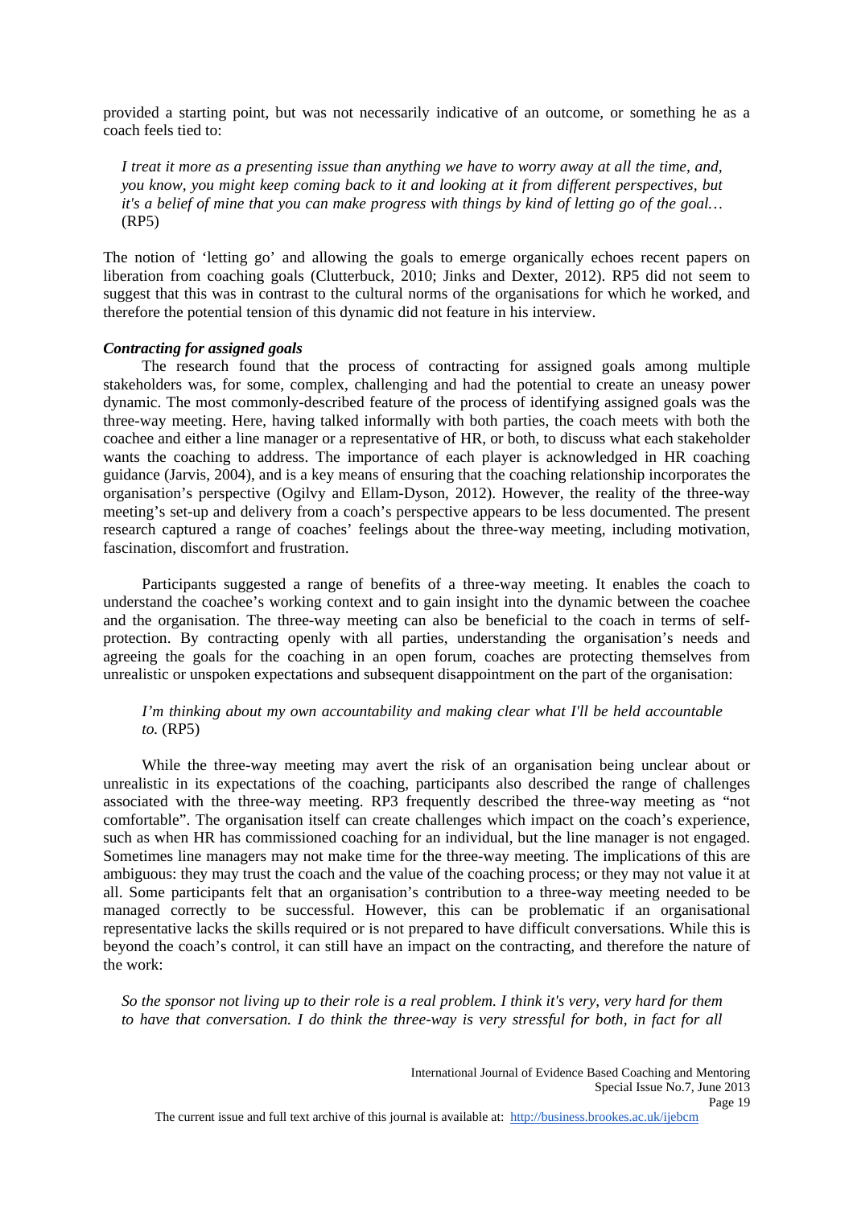provided a starting point, but was not necessarily indicative of an outcome, or something he as a coach feels tied to:

> *I treat it more as a presenting issue than anything we have to worry away at all the time, and, you know, you might keep coming back to it and looking at it from different perspectives, but it's a belief of mine that you can make progress with things by kind of letting go of the goal…* (RP5)

The notion of 'letting go' and allowing the goals to emerge organically echoes recent papers on liberation from coaching goals (Clutterbuck, 2010; Jinks and Dexter, 2012). RP5 did not seem to suggest that this was in contrast to the cultural norms of the organisations for which he worked, and therefore the potential tension of this dynamic did not feature in his interview.

***Contracting for assigned goals***

The research found that the process of contracting for assigned goals among multiple stakeholders was, for some, complex, challenging and had the potential to create an uneasy power dynamic. The most commonly-described feature of the process of identifying assigned goals was the three-way meeting. Here, having talked informally with both parties, the coach meets with both the coachee and either a line manager or a representative of HR, or both, to discuss what each stakeholder wants the coaching to address. The importance of each player is acknowledged in HR coaching guidance (Jarvis, 2004), and is a key means of ensuring that the coaching relationship incorporates the organisation's perspective (Ogilvy and Ellam-Dyson, 2012). However, the reality of the three-way meeting's set-up and delivery from a coach's perspective appears to be less documented. The present research captured a range of coaches' feelings about the three-way meeting, including motivation, fascination, discomfort and frustration.

Participants suggested a range of benefits of a three-way meeting. It enables the coach to understand the coachee's working context and to gain insight into the dynamic between the coachee and the organisation. The three-way meeting can also be beneficial to the coach in terms of self-protection. By contracting openly with all parties, understanding the organisation's needs and agreeing the goals for the coaching in an open forum, coaches are protecting themselves from unrealistic or unspoken expectations and subsequent disappointment on the part of the organisation:

> *I'm thinking about my own accountability and making clear what I'll be held accountable to.* (RP5)

While the three-way meeting may avert the risk of an organisation being unclear about or unrealistic in its expectations of the coaching, participants also described the range of challenges associated with the three-way meeting. RP3 frequently described the three-way meeting as "not comfortable". The organisation itself can create challenges which impact on the coach's experience, such as when HR has commissioned coaching for an individual, but the line manager is not engaged. Sometimes line managers may not make time for the three-way meeting. The implications of this are ambiguous: they may trust the coach and the value of the coaching process; or they may not value it at all. Some participants felt that an organisation's contribution to a three-way meeting needed to be managed correctly to be successful. However, this can be problematic if an organisational representative lacks the skills required or is not prepared to have difficult conversations. While this is beyond the coach's control, it can still have an impact on the contracting, and therefore the nature of the work:

> *So the sponsor not living up to their role is a real problem. I think it's very, very hard for them to have that conversation. I do think the three-way is very stressful for both, in fact for all*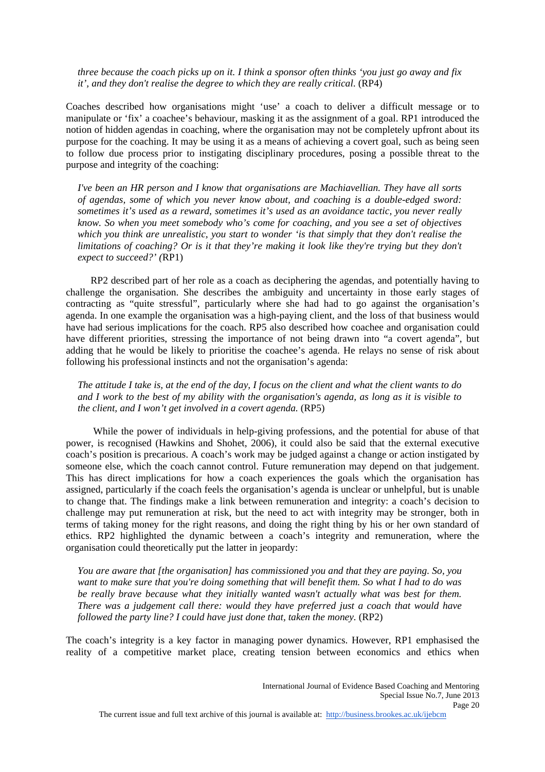*three because the coach picks up on it. I think a sponsor often thinks 'you just go away and fix it', and they don't realise the degree to which they are really critical.* (RP4)

Coaches described how organisations might 'use' a coach to deliver a difficult message or to manipulate or 'fix' a coachee's behaviour, masking it as the assignment of a goal. RP1 introduced the notion of hidden agendas in coaching, where the organisation may not be completely upfront about its purpose for the coaching. It may be using it as a means of achieving a covert goal, such as being seen to follow due process prior to instigating disciplinary procedures, posing a possible threat to the purpose and integrity of the coaching:

> *I've been an HR person and I know that organisations are Machiavellian. They have all sorts of agendas, some of which you never know about, and coaching is a double-edged sword: sometimes it's used as a reward, sometimes it's used as an avoidance tactic, you never really know. So when you meet somebody who's come for coaching, and you see a set of objectives which you think are unrealistic, you start to wonder 'is that simply that they don't realise the limitations of coaching? Or is it that they're making it look like they're trying but they don't expect to succeed?' (*RP1)

RP2 described part of her role as a coach as deciphering the agendas, and potentially having to challenge the organisation. She describes the ambiguity and uncertainty in those early stages of contracting as "quite stressful", particularly where she had had to go against the organisation's agenda. In one example the organisation was a high-paying client, and the loss of that business would have had serious implications for the coach. RP5 also described how coachee and organisation could have different priorities, stressing the importance of not being drawn into "a covert agenda", but adding that he would be likely to prioritise the coachee's agenda. He relays no sense of risk about following his professional instincts and not the organisation's agenda:

> *The attitude I take is, at the end of the day, I focus on the client and what the client wants to do and I work to the best of my ability with the organisation's agenda, as long as it is visible to the client, and I won't get involved in a covert agenda.* (RP5)

While the power of individuals in help-giving professions, and the potential for abuse of that power, is recognised (Hawkins and Shohet, 2006), it could also be said that the external executive coach's position is precarious. A coach's work may be judged against a change or action instigated by someone else, which the coach cannot control. Future remuneration may depend on that judgement. This has direct implications for how a coach experiences the goals which the organisation has assigned, particularly if the coach feels the organisation's agenda is unclear or unhelpful, but is unable to change that. The findings make a link between remuneration and integrity: a coach's decision to challenge may put remuneration at risk, but the need to act with integrity may be stronger, both in terms of taking money for the right reasons, and doing the right thing by his or her own standard of ethics. RP2 highlighted the dynamic between a coach's integrity and remuneration, where the organisation could theoretically put the latter in jeopardy:

> *You are aware that [the organisation] has commissioned you and that they are paying. So, you want to make sure that you're doing something that will benefit them. So what I had to do was be really brave because what they initially wanted wasn't actually what was best for them. There was a judgement call there: would they have preferred just a coach that would have followed the party line? I could have just done that, taken the money.* (RP2)

The coach's integrity is a key factor in managing power dynamics. However, RP1 emphasised the reality of a competitive market place, creating tension between economics and ethics when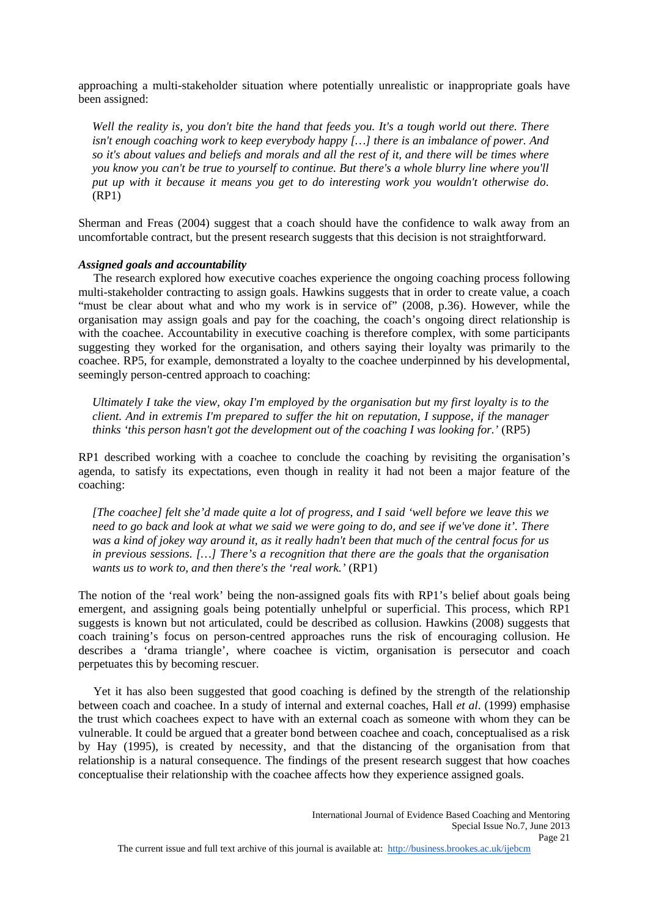approaching a multi-stakeholder situation where potentially unrealistic or inappropriate goals have been assigned:

> *Well the reality is, you don't bite the hand that feeds you. It's a tough world out there. There isn't enough coaching work to keep everybody happy […] there is an imbalance of power. And so it's about values and beliefs and morals and all the rest of it, and there will be times where you know you can't be true to yourself to continue. But there's a whole blurry line where you'll put up with it because it means you get to do interesting work you wouldn't otherwise do.* (RP1)

Sherman and Freas (2004) suggest that a coach should have the confidence to walk away from an uncomfortable contract, but the present research suggests that this decision is not straightforward.

***Assigned goals and accountability***

The research explored how executive coaches experience the ongoing coaching process following multi-stakeholder contracting to assign goals. Hawkins suggests that in order to create value, a coach "must be clear about what and who my work is in service of" (2008, p.36). However, while the organisation may assign goals and pay for the coaching, the coach's ongoing direct relationship is with the coachee. Accountability in executive coaching is therefore complex, with some participants suggesting they worked for the organisation, and others saying their loyalty was primarily to the coachee. RP5, for example, demonstrated a loyalty to the coachee underpinned by his developmental, seemingly person-centred approach to coaching:

> *Ultimately I take the view, okay I'm employed by the organisation but my first loyalty is to the client. And in extremis I'm prepared to suffer the hit on reputation, I suppose, if the manager thinks 'this person hasn't got the development out of the coaching I was looking for.'* (RP5)

RP1 described working with a coachee to conclude the coaching by revisiting the organisation's agenda, to satisfy its expectations, even though in reality it had not been a major feature of the coaching:

> *[The coachee] felt she'd made quite a lot of progress, and I said 'well before we leave this we need to go back and look at what we said we were going to do, and see if we've done it'. There was a kind of jokey way around it, as it really hadn't been that much of the central focus for us in previous sessions. […] There's a recognition that there are the goals that the organisation wants us to work to, and then there's the 'real work.'* (RP1)

The notion of the 'real work' being the non-assigned goals fits with RP1's belief about goals being emergent, and assigning goals being potentially unhelpful or superficial. This process, which RP1 suggests is known but not articulated, could be described as collusion. Hawkins (2008) suggests that coach training's focus on person-centred approaches runs the risk of encouraging collusion. He describes a 'drama triangle', where coachee is victim, organisation is persecutor and coach perpetuates this by becoming rescuer.

Yet it has also been suggested that good coaching is defined by the strength of the relationship between coach and coachee. In a study of internal and external coaches, Hall *et al*. (1999) emphasise the trust which coachees expect to have with an external coach as someone with whom they can be vulnerable. It could be argued that a greater bond between coachee and coach, conceptualised as a risk by Hay (1995), is created by necessity, and that the distancing of the organisation from that relationship is a natural consequence. The findings of the present research suggest that how coaches conceptualise their relationship with the coachee affects how they experience assigned goals.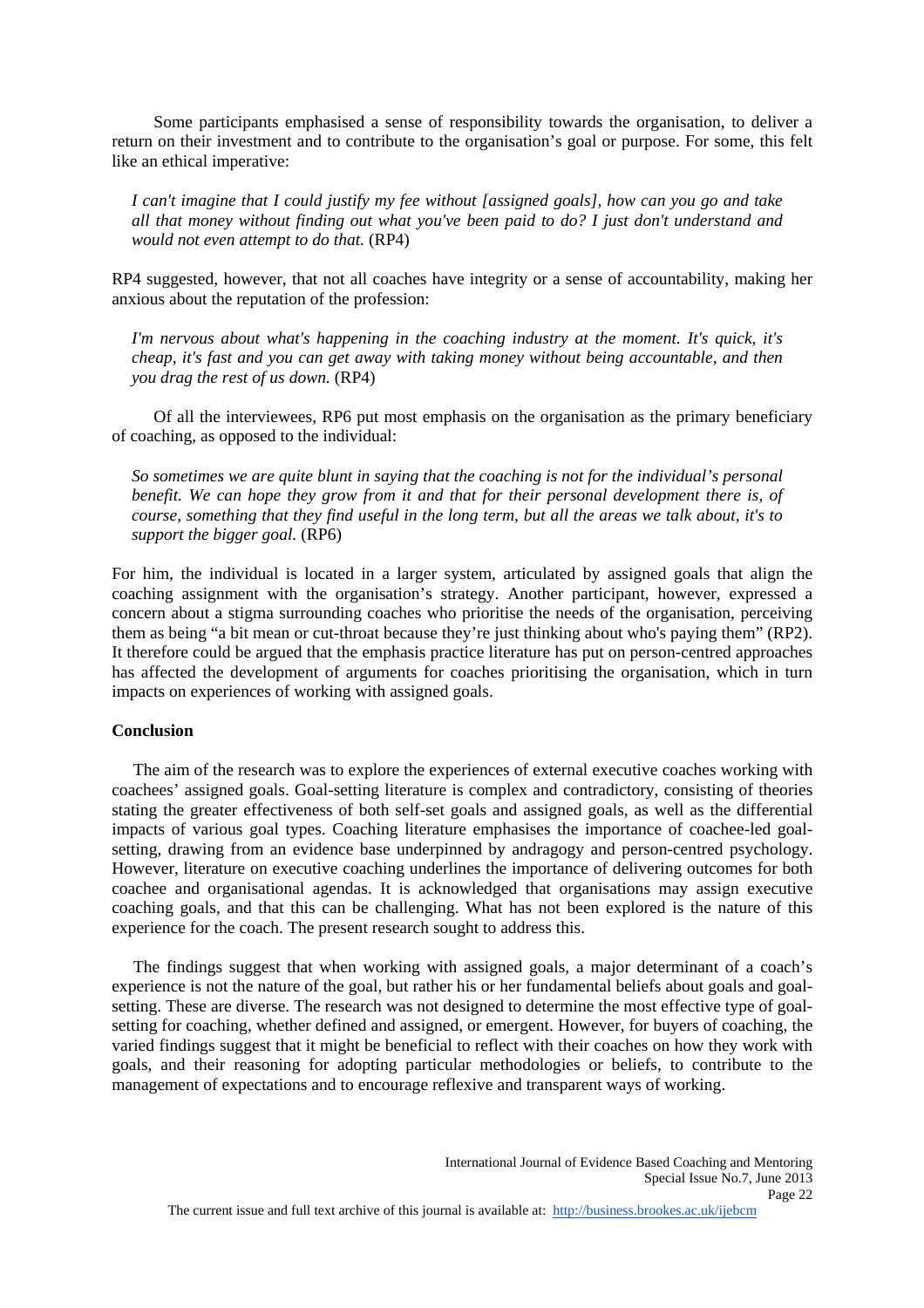Some participants emphasised a sense of responsibility towards the organisation, to deliver a return on their investment and to contribute to the organisation's goal or purpose. For some, this felt like an ethical imperative:

> *I can't imagine that I could justify my fee without [assigned goals], how can you go and take all that money without finding out what you've been paid to do? I just don't understand and would not even attempt to do that.* (RP4)

RP4 suggested, however, that not all coaches have integrity or a sense of accountability, making her anxious about the reputation of the profession:

> *I'm nervous about what's happening in the coaching industry at the moment. It's quick, it's cheap, it's fast and you can get away with taking money without being accountable, and then you drag the rest of us down.* (RP4)

Of all the interviewees, RP6 put most emphasis on the organisation as the primary beneficiary of coaching, as opposed to the individual:

> *So sometimes we are quite blunt in saying that the coaching is not for the individual's personal benefit. We can hope they grow from it and that for their personal development there is, of course, something that they find useful in the long term, but all the areas we talk about, it's to support the bigger goal.* (RP6)

For him, the individual is located in a larger system, articulated by assigned goals that align the coaching assignment with the organisation's strategy. Another participant, however, expressed a concern about a stigma surrounding coaches who prioritise the needs of the organisation, perceiving them as being "a bit mean or cut-throat because they're just thinking about who's paying them" (RP2). It therefore could be argued that the emphasis practice literature has put on person-centred approaches has affected the development of arguments for coaches prioritising the organisation, which in turn impacts on experiences of working with assigned goals.

**Conclusion**

The aim of the research was to explore the experiences of external executive coaches working with coachees' assigned goals. Goal-setting literature is complex and contradictory, consisting of theories stating the greater effectiveness of both self-set goals and assigned goals, as well as the differential impacts of various goal types. Coaching literature emphasises the importance of coachee-led goal-setting, drawing from an evidence base underpinned by andragogy and person-centred psychology. However, literature on executive coaching underlines the importance of delivering outcomes for both coachee and organisational agendas. It is acknowledged that organisations may assign executive coaching goals, and that this can be challenging. What has not been explored is the nature of this experience for the coach. The present research sought to address this.

The findings suggest that when working with assigned goals, a major determinant of a coach's experience is not the nature of the goal, but rather his or her fundamental beliefs about goals and goal-setting. These are diverse. The research was not designed to determine the most effective type of goal-setting for coaching, whether defined and assigned, or emergent. However, for buyers of coaching, the varied findings suggest that it might be beneficial to reflect with their coaches on how they work with goals, and their reasoning for adopting particular methodologies or beliefs, to contribute to the management of expectations and to encourage reflexive and transparent ways of working.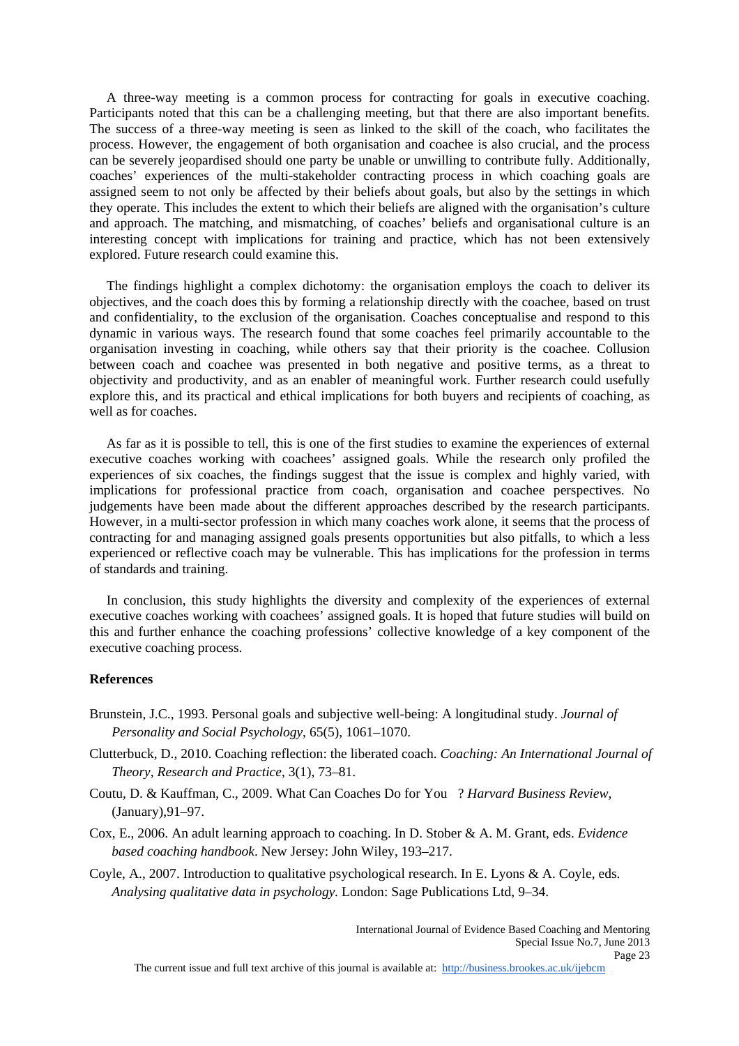A three-way meeting is a common process for contracting for goals in executive coaching. Participants noted that this can be a challenging meeting, but that there are also important benefits. The success of a three-way meeting is seen as linked to the skill of the coach, who facilitates the process. However, the engagement of both organisation and coachee is also crucial, and the process can be severely jeopardised should one party be unable or unwilling to contribute fully. Additionally, coaches' experiences of the multi-stakeholder contracting process in which coaching goals are assigned seem to not only be affected by their beliefs about goals, but also by the settings in which they operate. This includes the extent to which their beliefs are aligned with the organisation's culture and approach. The matching, and mismatching, of coaches' beliefs and organisational culture is an interesting concept with implications for training and practice, which has not been extensively explored. Future research could examine this.

The findings highlight a complex dichotomy: the organisation employs the coach to deliver its objectives, and the coach does this by forming a relationship directly with the coachee, based on trust and confidentiality, to the exclusion of the organisation. Coaches conceptualise and respond to this dynamic in various ways. The research found that some coaches feel primarily accountable to the organisation investing in coaching, while others say that their priority is the coachee. Collusion between coach and coachee was presented in both negative and positive terms, as a threat to objectivity and productivity, and as an enabler of meaningful work. Further research could usefully explore this, and its practical and ethical implications for both buyers and recipients of coaching, as well as for coaches.

As far as it is possible to tell, this is one of the first studies to examine the experiences of external executive coaches working with coachees' assigned goals. While the research only profiled the experiences of six coaches, the findings suggest that the issue is complex and highly varied, with implications for professional practice from coach, organisation and coachee perspectives. No judgements have been made about the different approaches described by the research participants. However, in a multi-sector profession in which many coaches work alone, it seems that the process of contracting for and managing assigned goals presents opportunities but also pitfalls, to which a less experienced or reflective coach may be vulnerable. This has implications for the profession in terms of standards and training.

In conclusion, this study highlights the diversity and complexity of the experiences of external executive coaches working with coachees' assigned goals. It is hoped that future studies will build on this and further enhance the coaching professions' collective knowledge of a key component of the executive coaching process.

## References

Brunstein, J.C., 1993. Personal goals and subjective well-being: A longitudinal study. *Journal of Personality and Social Psychology*, 65(5), 1061–1070.

Clutterbuck, D., 2010. Coaching reflection: the liberated coach. *Coaching: An International Journal of Theory, Research and Practice*, 3(1), 73–81.

Coutu, D. & Kauffman, C., 2009. What Can Coaches Do for You ? *Harvard Business Review*, (January),91–97.

Cox, E., 2006. An adult learning approach to coaching. In D. Stober & A. M. Grant, eds. *Evidence based coaching handbook*. New Jersey: John Wiley, 193–217.

Coyle, A., 2007. Introduction to qualitative psychological research. In E. Lyons & A. Coyle, eds. *Analysing qualitative data in psychology.* London: Sage Publications Ltd, 9–34.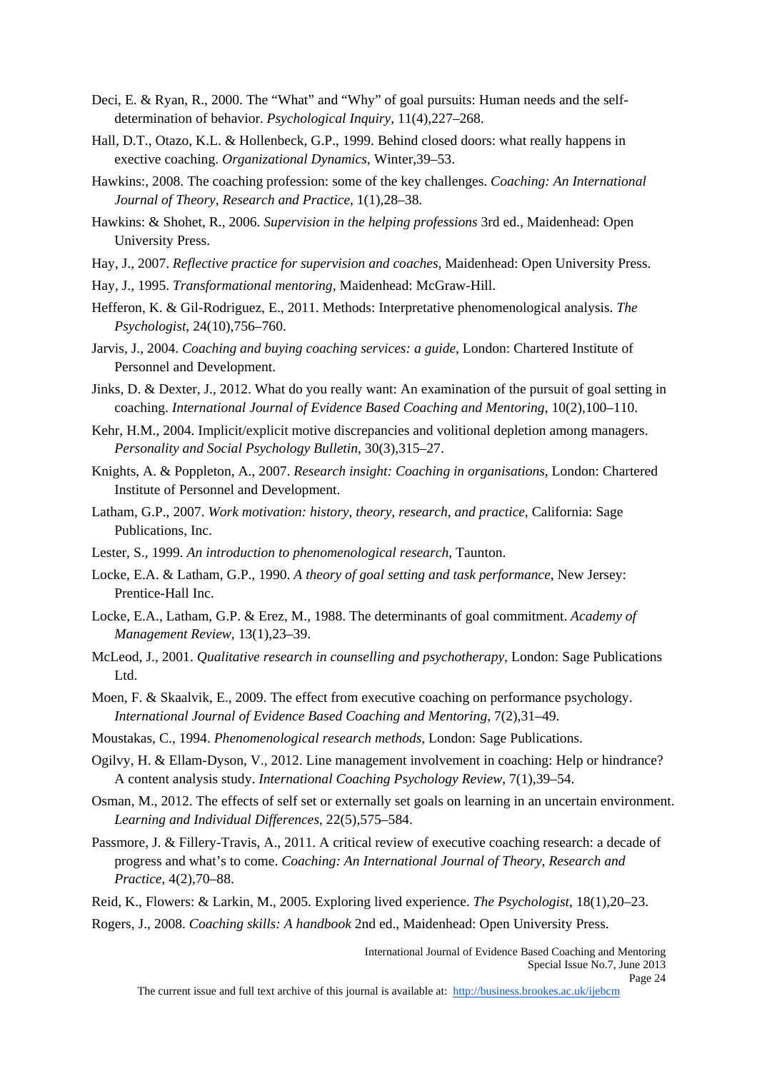Deci, E. & Ryan, R., 2000. The "What" and "Why" of goal pursuits: Human needs and the self-determination of behavior. *Psychological Inquiry*, 11(4),227–268.

Hall, D.T., Otazo, K.L. & Hollenbeck, G.P., 1999. Behind closed doors: what really happens in exective coaching. *Organizational Dynamics*, Winter,39–53.

Hawkins:, 2008. The coaching profession: some of the key challenges. *Coaching: An International Journal of Theory, Research and Practice*, 1(1),28–38.

Hawkins: & Shohet, R., 2006. *Supervision in the helping professions* 3rd ed., Maidenhead: Open University Press.

Hay, J., 2007. *Reflective practice for supervision and coaches*, Maidenhead: Open University Press.

Hay, J., 1995. *Transformational mentoring*, Maidenhead: McGraw-Hill.

Hefferon, K. & Gil-Rodriguez, E., 2011. Methods: Interpretative phenomenological analysis. *The Psychologist*, 24(10),756–760.

Jarvis, J., 2004. *Coaching and buying coaching services: a guide*, London: Chartered Institute of Personnel and Development.

Jinks, D. & Dexter, J., 2012. What do you really want: An examination of the pursuit of goal setting in coaching. *International Journal of Evidence Based Coaching and Mentoring*, 10(2),100–110.

Kehr, H.M., 2004. Implicit/explicit motive discrepancies and volitional depletion among managers. *Personality and Social Psychology Bulletin*, 30(3),315–27.

Knights, A. & Poppleton, A., 2007. *Research insight: Coaching in organisations*, London: Chartered Institute of Personnel and Development.

Latham, G.P., 2007. *Work motivation: history, theory, research, and practice*, California: Sage Publications, Inc.

Lester, S., 1999. *An introduction to phenomenological research*, Taunton.

Locke, E.A. & Latham, G.P., 1990. *A theory of goal setting and task performance*, New Jersey: Prentice-Hall Inc.

Locke, E.A., Latham, G.P. & Erez, M., 1988. The determinants of goal commitment. *Academy of Management Review*, 13(1),23–39.

McLeod, J., 2001. *Qualitative research in counselling and psychotherapy*, London: Sage Publications Ltd.

Moen, F. & Skaalvik, E., 2009. The effect from executive coaching on performance psychology. *International Journal of Evidence Based Coaching and Mentoring*, 7(2),31–49.

Moustakas, C., 1994. *Phenomenological research methods*, London: Sage Publications.

Ogilvy, H. & Ellam-Dyson, V., 2012. Line management involvement in coaching: Help or hindrance? A content analysis study. *International Coaching Psychology Review*, 7(1),39–54.

Osman, M., 2012. The effects of self set or externally set goals on learning in an uncertain environment. *Learning and Individual Differences*, 22(5),575–584.

Passmore, J. & Fillery-Travis, A., 2011. A critical review of executive coaching research: a decade of progress and what's to come. *Coaching: An International Journal of Theory, Research and Practice*, 4(2),70–88.

Reid, K., Flowers: & Larkin, M., 2005. Exploring lived experience. *The Psychologist*, 18(1),20–23.

Rogers, J., 2008. *Coaching skills: A handbook* 2nd ed., Maidenhead: Open University Press.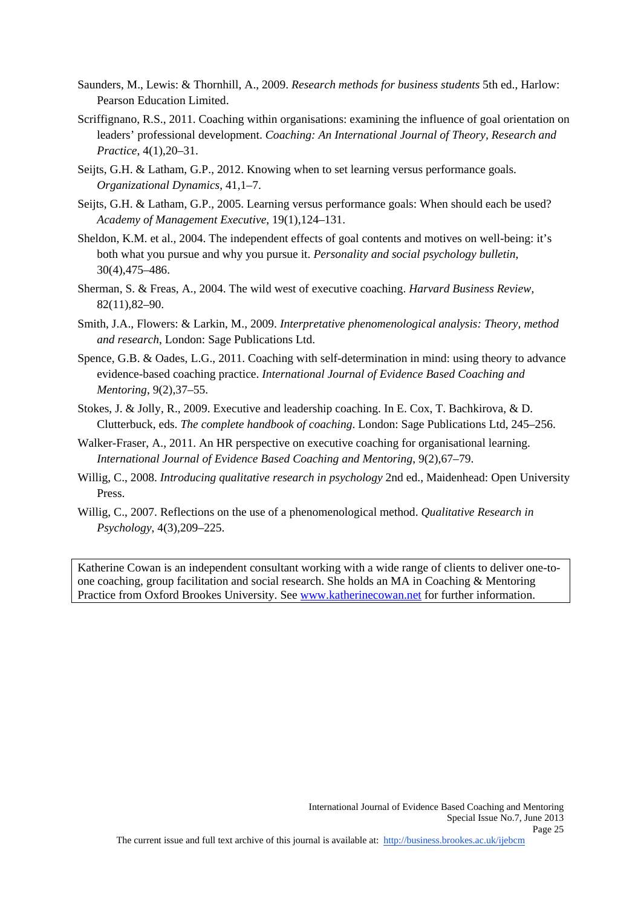Saunders, M., Lewis: & Thornhill, A., 2009. *Research methods for business students* 5th ed., Harlow: Pearson Education Limited.

Scriffignano, R.S., 2011. Coaching within organisations: examining the influence of goal orientation on leaders' professional development. *Coaching: An International Journal of Theory, Research and Practice*, 4(1),20–31.

Seijts, G.H. & Latham, G.P., 2012. Knowing when to set learning versus performance goals. *Organizational Dynamics*, 41,1–7.

Seijts, G.H. & Latham, G.P., 2005. Learning versus performance goals: When should each be used? *Academy of Management Executive*, 19(1),124–131.

Sheldon, K.M. et al., 2004. The independent effects of goal contents and motives on well-being: it's both what you pursue and why you pursue it. *Personality and social psychology bulletin*, 30(4),475–486.

Sherman, S. & Freas, A., 2004. The wild west of executive coaching. *Harvard Business Review*, 82(11),82–90.

Smith, J.A., Flowers: & Larkin, M., 2009. *Interpretative phenomenological analysis: Theory, method and research*, London: Sage Publications Ltd.

Spence, G.B. & Oades, L.G., 2011. Coaching with self-determination in mind: using theory to advance evidence-based coaching practice. *International Journal of Evidence Based Coaching and Mentoring*, 9(2),37–55.

Stokes, J. & Jolly, R., 2009. Executive and leadership coaching. In E. Cox, T. Bachkirova, & D. Clutterbuck, eds. *The complete handbook of coaching*. London: Sage Publications Ltd, 245–256.

Walker-Fraser, A., 2011. An HR perspective on executive coaching for organisational learning. *International Journal of Evidence Based Coaching and Mentoring*, 9(2),67–79.

Willig, C., 2008. *Introducing qualitative research in psychology* 2nd ed., Maidenhead: Open University Press.

Willig, C., 2007. Reflections on the use of a phenomenological method. *Qualitative Research in Psychology*, 4(3),209–225.

Katherine Cowan is an independent consultant working with a wide range of clients to deliver one-to-one coaching, group facilitation and social research. She holds an MA in Coaching & Mentoring Practice from Oxford Brookes University. See www.katherinecowan.net for further information.